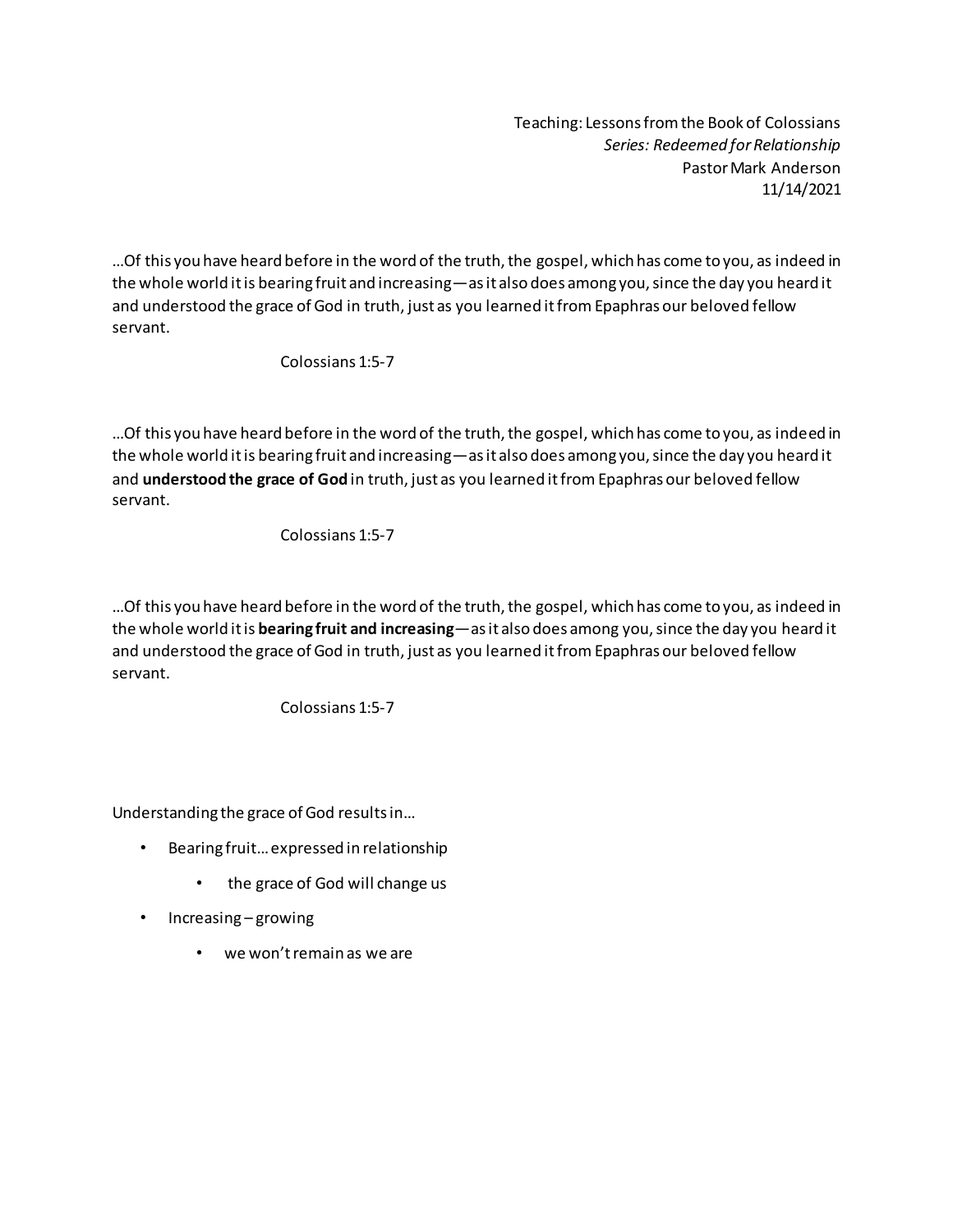Teaching: Lessons from the Book of Colossians
*Series: Redeemed for Relationship*
Pastor Mark Anderson
11/14/2021

…Of this you have heard before in the word of the truth, the gospel, which has come to you, as indeed in the whole world it is bearing fruit and increasing—as it also does among you, since the day you heard it and understood the grace of God in truth, just as you learned it from Epaphras our beloved fellow servant.

Colossians 1:5-7

…Of this you have heard before in the word of the truth, the gospel, which has come to you, as indeed in the whole world it is bearing fruit and increasing—as it also does among you, since the day you heard it and **understood the grace of God** in truth, just as you learned it from Epaphras our beloved fellow servant.

Colossians 1:5-7

…Of this you have heard before in the word of the truth, the gospel, which has come to you, as indeed in the whole world it is **bearing fruit and increasing**—as it also does among you, since the day you heard it and understood the grace of God in truth, just as you learned it from Epaphras our beloved fellow servant.

Colossians 1:5-7

Understanding the grace of God results in…

- Bearing fruit… expressed in relationship
    - the grace of God will change us
- Increasing – growing
    - we won't remain as we are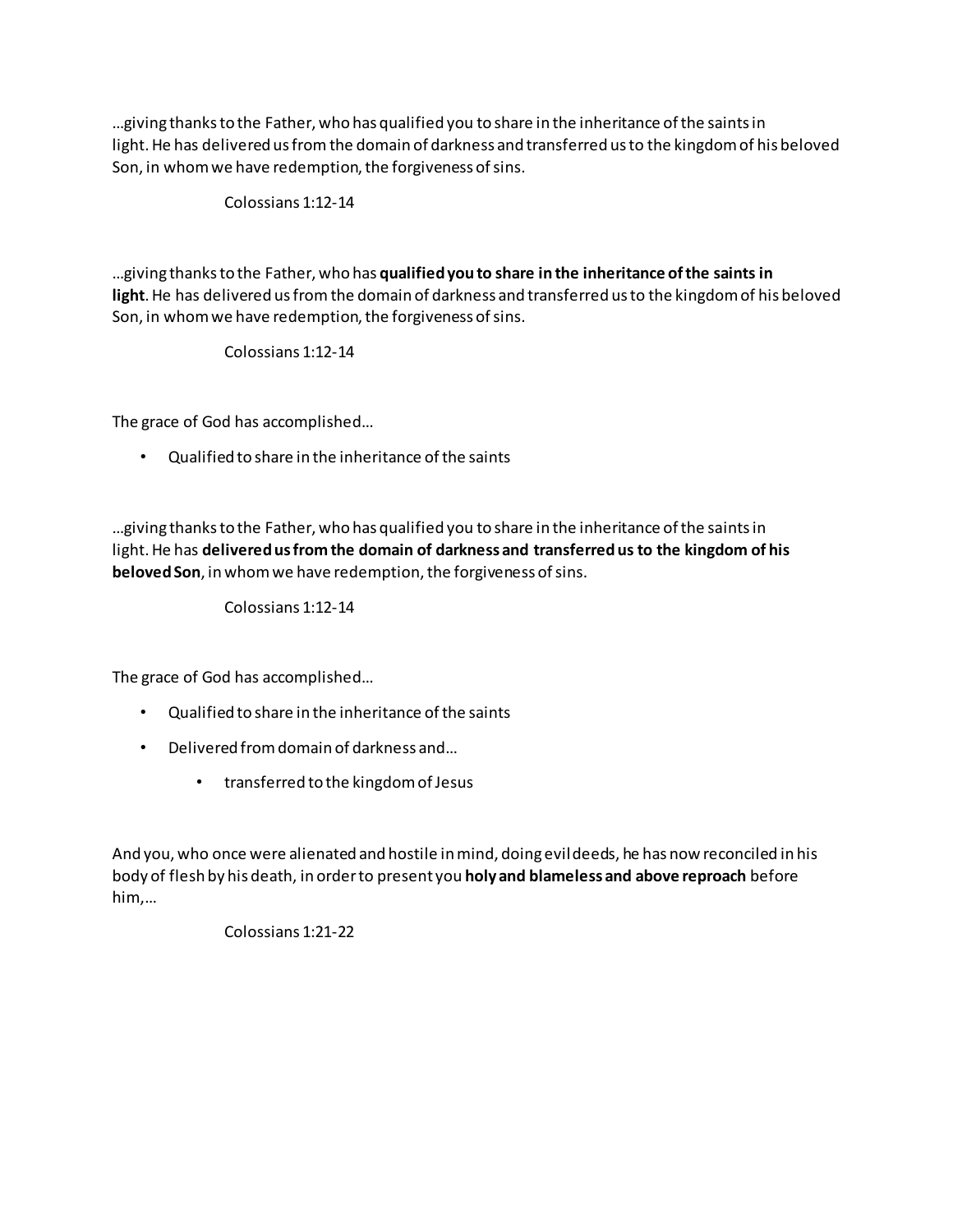…giving thanks to the Father, who has qualified you to share in the inheritance of the saints in light. He has delivered us from the domain of darkness and transferred us to the kingdom of his beloved Son, in whom we have redemption, the forgiveness of sins.

Colossians 1:12-14

…giving thanks to the Father, who has **qualified you to share in the inheritance of the saints in light**. He has delivered us from the domain of darkness and transferred us to the kingdom of his beloved Son, in whom we have redemption, the forgiveness of sins.

Colossians 1:12-14

The grace of God has accomplished…

- Qualified to share in the inheritance of the saints

…giving thanks to the Father, who has qualified you to share in the inheritance of the saints in light. He has **delivered us from the domain of darkness and transferred us to the kingdom of his beloved Son**, in whom we have redemption, the forgiveness of sins.

Colossians 1:12-14

The grace of God has accomplished…

- Qualified to share in the inheritance of the saints
- Delivered from domain of darkness and…
    - transferred to the kingdom of Jesus

And you, who once were alienated and hostile in mind, doing evil deeds, he has now reconciled in his body of flesh by his death, in order to present you **holy and blameless and above reproach** before him,…

Colossians 1:21-22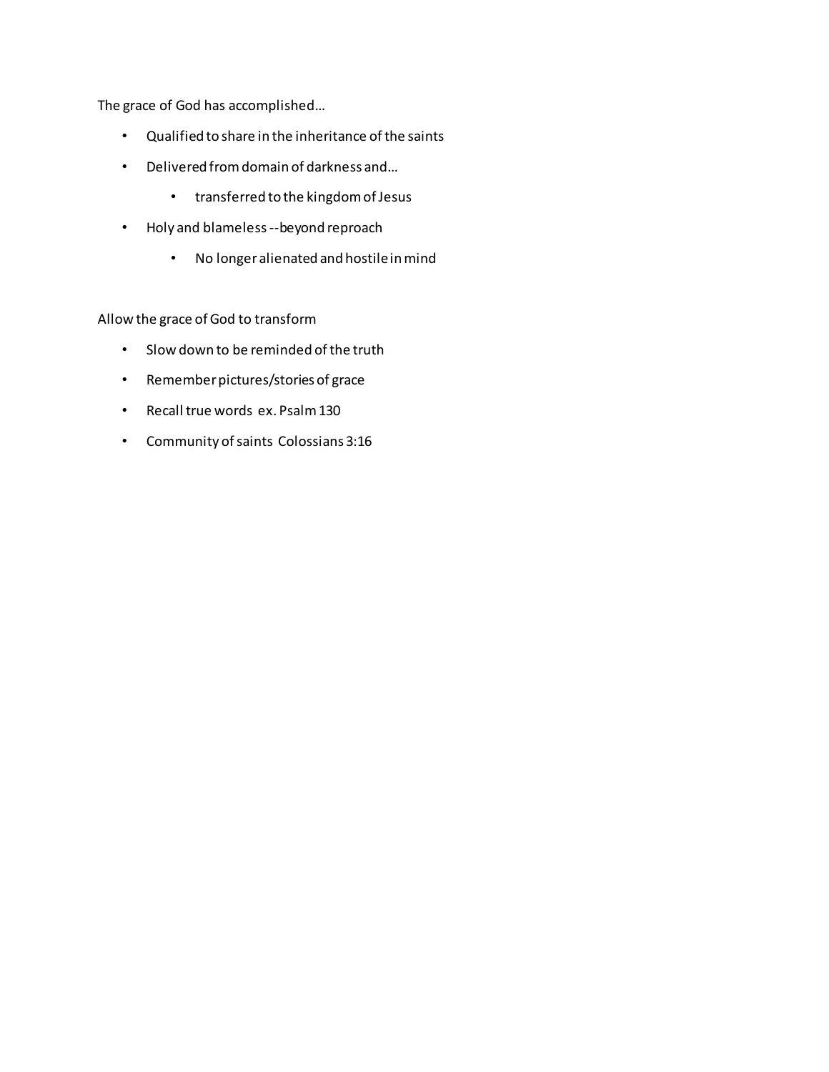The grace of God has accomplished…

- Qualified to share in the inheritance of the saints
- Delivered from domain of darkness and…
    - transferred to the kingdom of Jesus
- Holy and blameless --beyond reproach
    - No longer alienated and hostile in mind

Allow the grace of God to transform

- Slow down to be reminded of the truth
- Remember pictures/stories of grace
- Recall true words ex. Psalm 130
- Community of saints Colossians 3:16